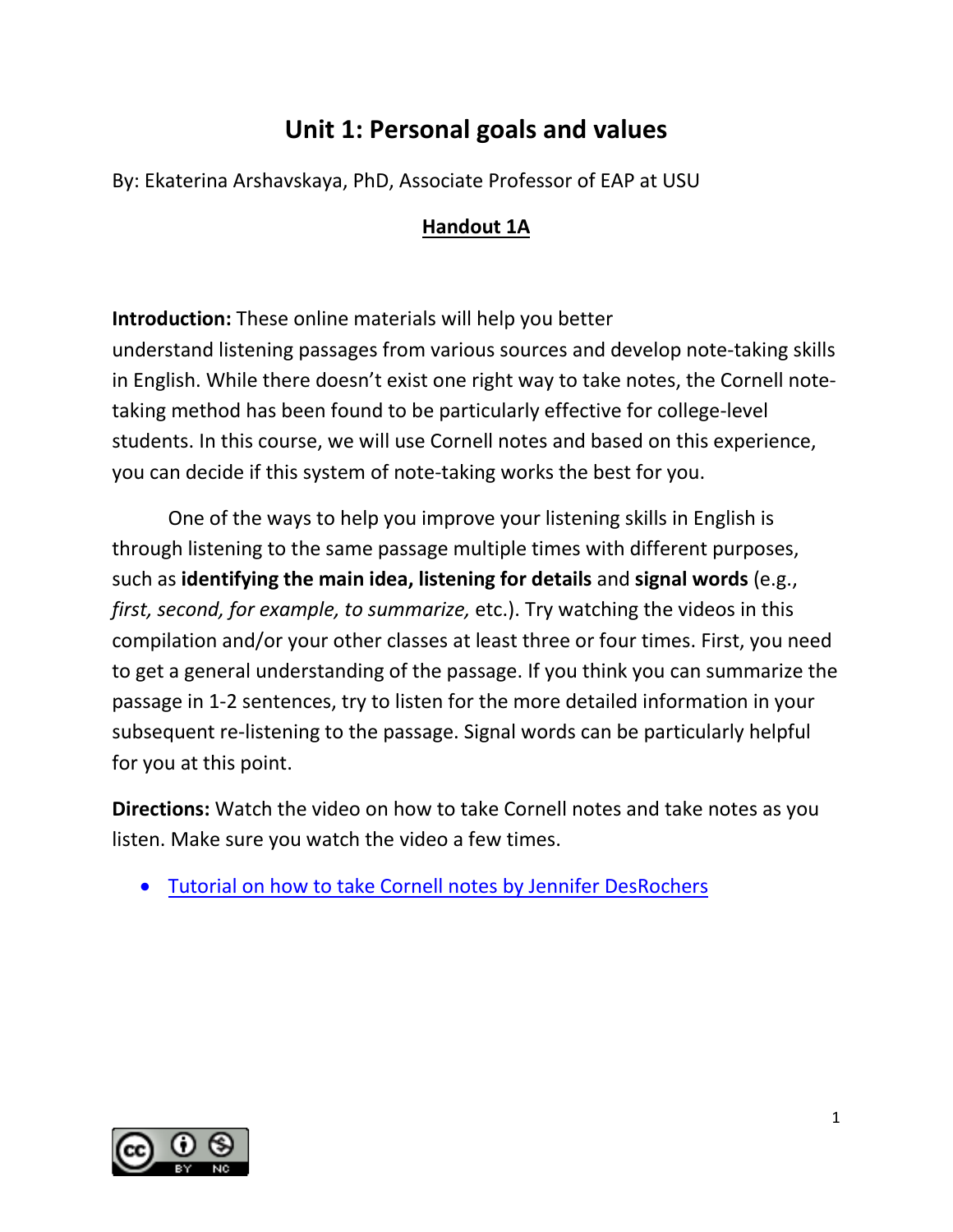# Unit 1: Personal goals and values

By: Ekaterina Arshavskaya, PhD, Associate Professor of EAP at USU

## Handout 1A

**Introduction:** These online materials will help you better understand listening passages from various sources and develop note-taking skills in English. While there doesn't exist one right way to take notes, the Cornell note-taking method has been found to be particularly effective for college-level students. In this course, we will use Cornell notes and based on this experience, you can decide if this system of note-taking works the best for you.

One of the ways to help you improve your listening skills in English is through listening to the same passage multiple times with different purposes, such as **identifying the main idea, listening for details** and **signal words** (e.g., *first, second, for example, to summarize,* etc.). Try watching the videos in this compilation and/or your other classes at least three or four times. First, you need to get a general understanding of the passage. If you think you can summarize the passage in 1-2 sentences, try to listen for the more detailed information in your subsequent re-listening to the passage. Signal words can be particularly helpful for you at this point.

**Directions:** Watch the video on how to take Cornell notes and take notes as you listen. Make sure you watch the video a few times.

- Tutorial on how to take Cornell notes by Jennifer DesRochers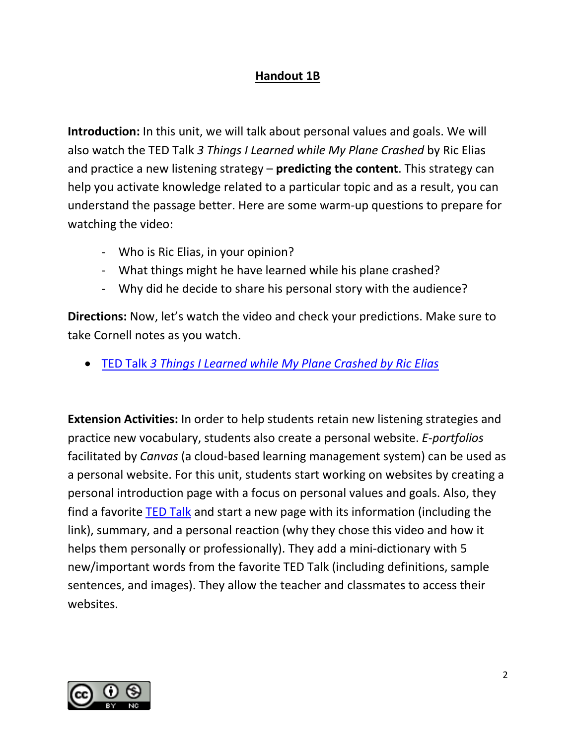## Handout 1B

**Introduction:** In this unit, we will talk about personal values and goals. We will also watch the TED Talk *3 Things I Learned while My Plane Crashed* by Ric Elias and practice a new listening strategy – **predicting the content**. This strategy can help you activate knowledge related to a particular topic and as a result, you can understand the passage better. Here are some warm-up questions to prepare for watching the video:

- Who is Ric Elias, in your opinion?
- What things might he have learned while his plane crashed?
- Why did he decide to share his personal story with the audience?

**Directions:** Now, let's watch the video and check your predictions. Make sure to take Cornell notes as you watch.

- TED Talk *3 Things I Learned while My Plane Crashed by Ric Elias*

**Extension Activities:** In order to help students retain new listening strategies and practice new vocabulary, students also create a personal website. *E-portfolios* facilitated by *Canvas* (a cloud-based learning management system) can be used as a personal website. For this unit, students start working on websites by creating a personal introduction page with a focus on personal values and goals. Also, they find a favorite TED Talk and start a new page with its information (including the link), summary, and a personal reaction (why they chose this video and how it helps them personally or professionally). They add a mini-dictionary with 5 new/important words from the favorite TED Talk (including definitions, sample sentences, and images). They allow the teacher and classmates to access their websites.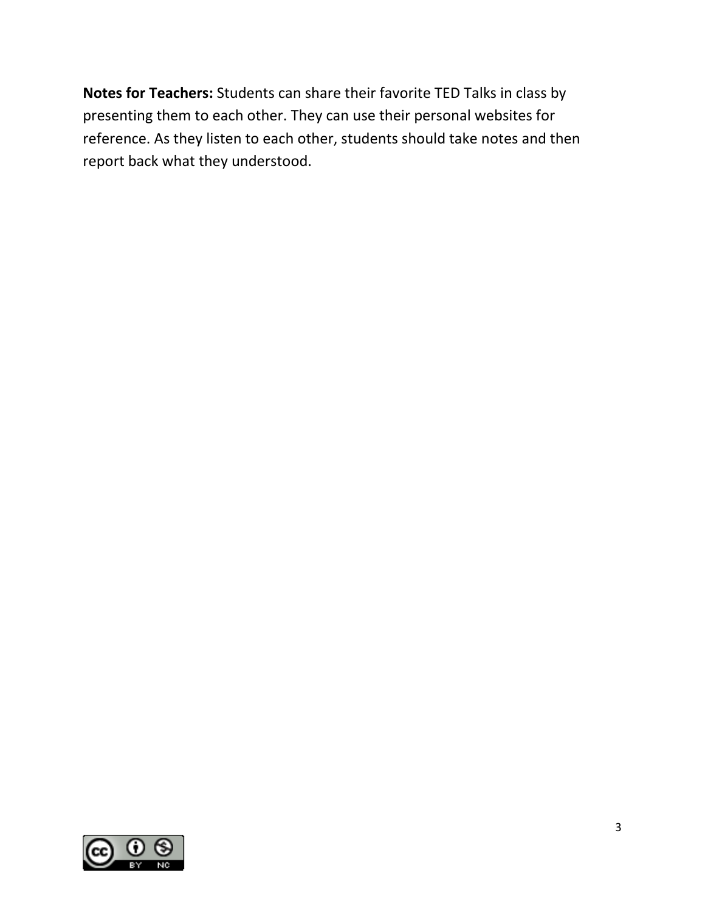**Notes for Teachers:** Students can share their favorite TED Talks in class by presenting them to each other. They can use their personal websites for reference. As they listen to each other, students should take notes and then report back what they understood.